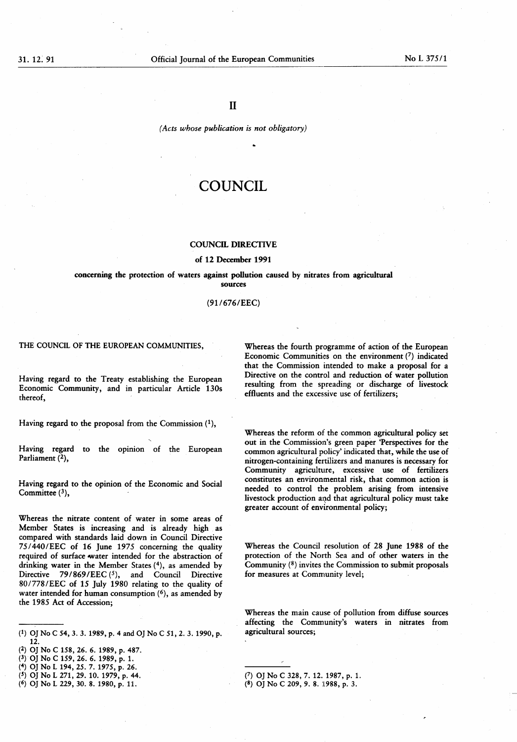# II

*(Acts whose publication is not obligatory)*

# COUNCIL

## COUNCIL DIRECTIVE

### of 12 December 1991

### concerning the protection of waters against pollution caused by nitrates from agricultural sources

### (91/676/EEC)

THE COUNCIL OF THE EUROPEAN COMMUNITIES,

Having regard to the Treaty establishing the European Economic Community, and in particular Article 130s thereof,

Having regard to the proposal from the Commission [1],

Having regard to the opinion of the European Parliament [2],

Having regard to the opinion of the Economic and Social Committee [3],

Whereas the nitrate content of water in some areas of Member States is increasing and is already high as compared with standards laid down in Council Directive 75/440/EEC of 16 June 1975 concerning the quality required of surface water intended for the abstraction of drinking water in the Member States [4], as amended by Directive 79/869/EEC [5], and Council Directive 80/778/EEC of 15 July 1980 relating to the quality of water intended for human consumption [6], as amended by the 1985 Act of Accession;

Whereas the fourth programme of action of the European Economic Communities on the environment [7] indicated that the Commission intended to make a proposal for a Directive on the control and reduction of water pollution resulting from the spreading or discharge of livestock effluents and the excessive use of fertilizers;

Whereas the reform of the common agricultural policy set out in the Commission's green paper 'Perspectives for the common agricultural policy' indicated that, while the use of nitrogen-containing fertilizers and manures is necessary for Community agriculture, excessive use of fertilizers constitutes an environmental risk, that common action is needed to control the problem arising from intensive livestock production and that agricultural policy must take greater account of environmental policy;

Whereas the Council resolution of 28 June 1988 of the protection of the North Sea and of other waters in the Community [8] invites the Commission to submit proposals for measures at Community level;

Whereas the main cause of pollution from diffuse sources affecting the Community's waters in nitrates from agricultural sources;

---

(1) OJ No C 54, 3. 3. 1989, p. 4 and OJ No C 51, 2. 3. 1990, p. 12.

(2) OJ No C 158, 26. 6. 1989, p. 487.

(3) OJ No C 159, 26. 6. 1989, p. 1.

(4) OJ No L 194, 25. 7. 1975, p. 26.

(5) OJ No L 271, 29. 10. 1979, p. 44.

(6) OJ No L 229, 30. 8. 1980, p. 11.

(7) OJ No C 328, 7. 12. 1987, p. 1.

(8) OJ No C 209, 9. 8. 1988, p. 3.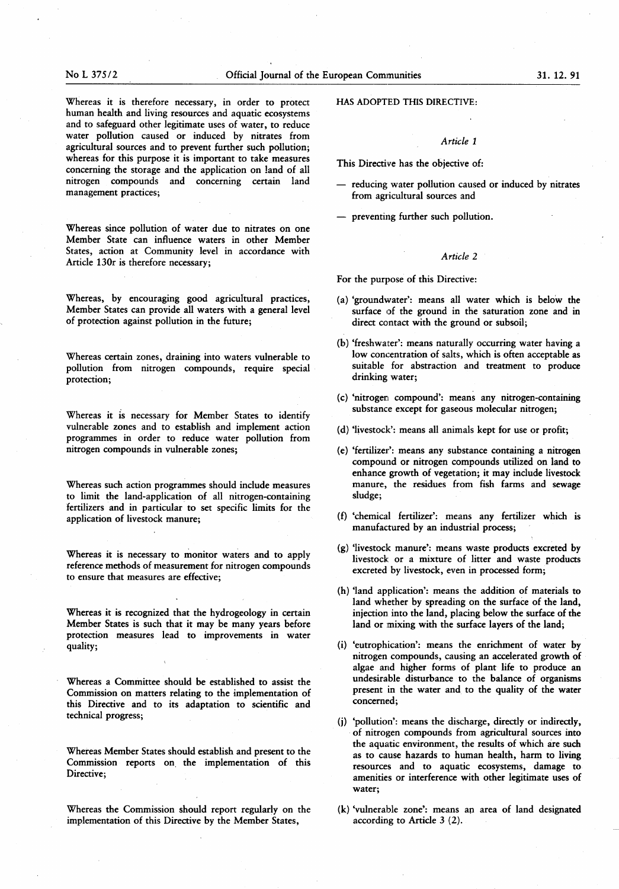Whereas it is therefore necessary, in order to protect human health and living resources and aquatic ecosystems and to safeguard other legitimate uses of water, to reduce water pollution caused or induced by nitrates from agricultural sources and to prevent further such pollution; whereas for this purpose it is important to take measures concerning the storage and the application on land of all nitrogen compounds and concerning certain land management practices;

Whereas since pollution of water due to nitrates on one Member State can influence waters in other Member States, action at Community level in accordance with Article 130r is therefore necessary;

Whereas, by encouraging good agricultural practices, Member States can provide all waters with a general level of protection against pollution in the future;

Whereas certain zones, draining into waters vulnerable to pollution from nitrogen compounds, require special protection;

Whereas it is necessary for Member States to identify vulnerable zones and to establish and implement action programmes in order to reduce water pollution from nitrogen compounds in vulnerable zones;

Whereas such action programmes should include measures to limit the land-application of all nitrogen-containing fertilizers and in particular to set specific limits for the application of livestock manure;

Whereas it is necessary to monitor waters and to apply reference methods of measurement for nitrogen compounds to ensure that measures are effective;

Whereas it is recognized that the hydrogeology in certain Member States is such that it may be many years before protection measures lead to improvements in water quality;

Whereas a Committee should be established to assist the Commission on matters relating to the implementation of this Directive and to its adaptation to scientific and technical progress;

Whereas Member States should establish and present to the Commission reports on the implementation of this Directive;

Whereas the Commission should report regularly on the implementation of this Directive by the Member States,

HAS ADOPTED THIS DIRECTIVE:

*Article 1*

This Directive has the objective of:

— reducing water pollution caused or induced by nitrates from agricultural sources and

— preventing further such pollution.

*Article 2*

For the purpose of this Directive:

(a) 'groundwater': means all water which is below the surface of the ground in the saturation zone and in direct contact with the ground or subsoil;

(b) 'freshwater': means naturally occurring water having a low concentration of salts, which is often acceptable as suitable for abstraction and treatment to produce drinking water;

(c) 'nitrogen compound': means any nitrogen-containing substance except for gaseous molecular nitrogen;

(d) 'livestock': means all animals kept for use or profit;

(e) 'fertilizer': means any substance containing a nitrogen compound or nitrogen compounds utilized on land to enhance growth of vegetation; it may include livestock manure, the residues from fish farms and sewage sludge;

(f) 'chemical fertilizer': means any fertilizer which is manufactured by an industrial process;

(g) 'livestock manure': means waste products excreted by livestock or a mixture of litter and waste products excreted by livestock, even in processed form;

(h) 'land application': means the addition of materials to land whether by spreading on the surface of the land, injection into the land, placing below the surface of the land or mixing with the surface layers of the land;

(i) 'eutrophication': means the enrichment of water by nitrogen compounds, causing an accelerated growth of algae and higher forms of plant life to produce an undesirable disturbance to the balance of organisms present in the water and to the quality of the water concerned;

(j) 'pollution': means the discharge, directly or indirectly, of nitrogen compounds from agricultural sources into the aquatic environment, the results of which are such as to cause hazards to human health, harm to living resources and to aquatic ecosystems, damage to amenities or interference with other legitimate uses of water;

(k) 'vulnerable zone': means an area of land designated according to Article 3 (2).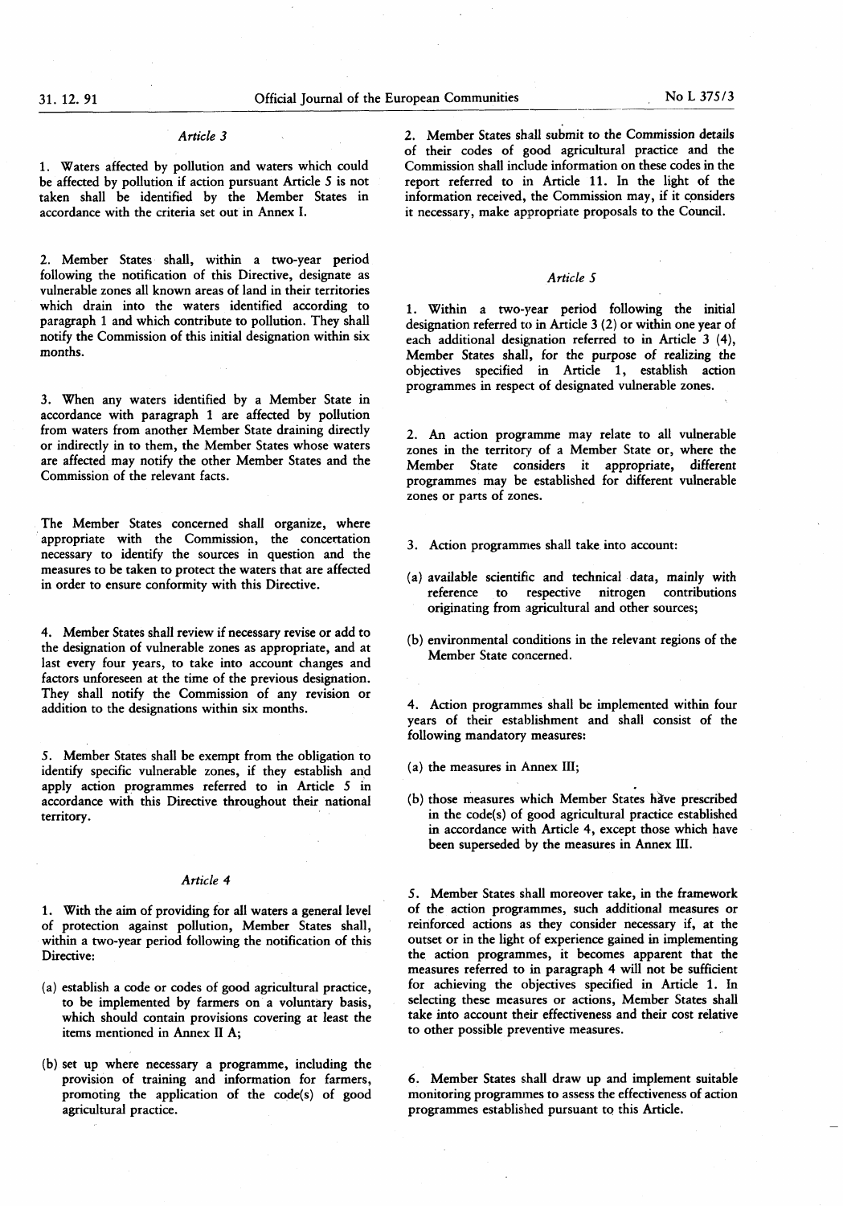*Article 3*

1. Waters affected by pollution and waters which could be affected by pollution if action pursuant Article 5 is not taken shall be identified by the Member States in accordance with the criteria set out in Annex I.

2. Member States shall, within a two-year period following the notification of this Directive, designate as vulnerable zones all known areas of land in their territories which drain into the waters identified according to paragraph 1 and which contribute to pollution. They shall notify the Commission of this initial designation within six months.

3. When any waters identified by a Member State in accordance with paragraph 1 are affected by pollution from waters from another Member State draining directly or indirectly in to them, the Member States whose waters are affected may notify the other Member States and the Commission of the relevant facts.

The Member States concerned shall organize, where appropriate with the Commission, the concertation necessary to identify the sources in question and the measures to be taken to protect the waters that are affected in order to ensure conformity with this Directive.

4. Member States shall review if necessary revise or add to the designation of vulnerable zones as appropriate, and at last every four years, to take into account changes and factors unforeseen at the time of the previous designation. They shall notify the Commission of any revision or addition to the designations within six months.

5. Member States shall be exempt from the obligation to identify specific vulnerable zones, if they establish and apply action programmes referred to in Article 5 in accordance with this Directive throughout their national territory.

*Article 4*

1. With the aim of providing for all waters a general level of protection against pollution, Member States shall, within a two-year period following the notification of this Directive:

(a) establish a code or codes of good agricultural practice, to be implemented by farmers on a voluntary basis, which should contain provisions covering at least the items mentioned in Annex II A;

(b) set up where necessary a programme, including the provision of training and information for farmers, promoting the application of the code(s) of good agricultural practice.

2. Member States shall submit to the Commission details of their codes of good agricultural practice and the Commission shall include information on these codes in the report referred to in Article 11. In the light of the information received, the Commission may, if it considers it necessary, make appropriate proposals to the Council.

*Article 5*

1. Within a two-year period following the initial designation referred to in Article 3 (2) or within one year of each additional designation referred to in Article 3 (4), Member States shall, for the purpose of realizing the objectives specified in Article 1, establish action programmes in respect of designated vulnerable zones.

2. An action programme may relate to all vulnerable zones in the territory of a Member State or, where the Member State considers it appropriate, different programmes may be established for different vulnerable zones or parts of zones.

3. Action programmes shall take into account:

(a) available scientific and technical data, mainly with reference to respective nitrogen contributions originating from agricultural and other sources;

(b) environmental conditions in the relevant regions of the Member State concerned.

4. Action programmes shall be implemented within four years of their establishment and shall consist of the following mandatory measures:

(a) the measures in Annex III;

(b) those measures which Member States have prescribed in the code(s) of good agricultural practice established in accordance with Article 4, except those which have been superseded by the measures in Annex III.

5. Member States shall moreover take, in the framework of the action programmes, such additional measures or reinforced actions as they consider necessary if, at the outset or in the light of experience gained in implementing the action programmes, it becomes apparent that the measures referred to in paragraph 4 will not be sufficient for achieving the objectives specified in Article 1. In selecting these measures or actions, Member States shall take into account their effectiveness and their cost relative to other possible preventive measures.

6. Member States shall draw up and implement suitable monitoring programmes to assess the effectiveness of action programmes established pursuant to this Article.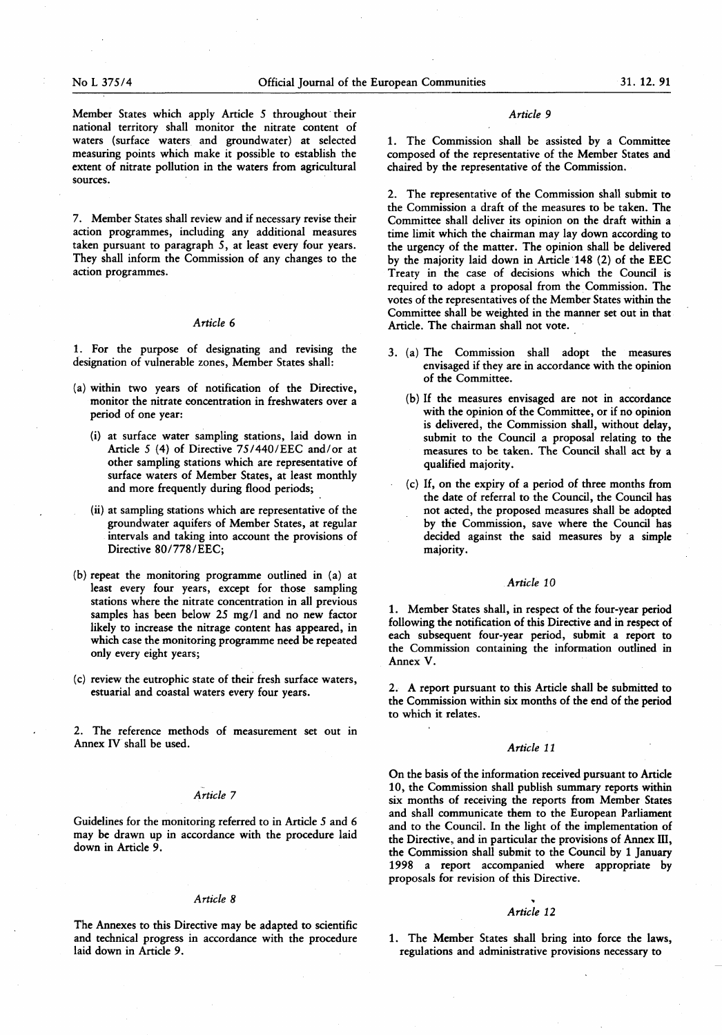Member States which apply Article 5 throughout their national territory shall monitor the nitrate content of waters (surface waters and groundwater) at selected measuring points which make it possible to establish the extent of nitrate pollution in the waters from agricultural sources.

7. Member States shall review and if necessary revise their action programmes, including any additional measures taken pursuant to paragraph 5, at least every four years. They shall inform the Commission of any changes to the action programmes.

### *Article 6*

1. For the purpose of designating and revising the designation of vulnerable zones, Member States shall:

(a) within two years of notification of the Directive, monitor the nitrate concentration in freshwaters over a period of one year:

   (i) at surface water sampling stations, laid down in Article 5 (4) of Directive 75/440/EEC and/or at other sampling stations which are representative of surface waters of Member States, at least monthly and more frequently during flood periods;

   (ii) at sampling stations which are representative of the groundwater aquifers of Member States, at regular intervals and taking into account the provisions of Directive 80/778/EEC;

(b) repeat the monitoring programme outlined in (a) at least every four years, except for those sampling stations where the nitrate concentration in all previous samples has been below 25 mg/l and no new factor likely to increase the nitrage content has appeared, in which case the monitoring programme need be repeated only every eight years;

(c) review the eutrophic state of their fresh surface waters, estuarial and coastal waters every four years.

2. The reference methods of measurement set out in Annex IV shall be used.

### *Article 7*

Guidelines for the monitoring referred to in Article 5 and 6 may be drawn up in accordance with the procedure laid down in Article 9.

### *Article 8*

The Annexes to this Directive may be adapted to scientific and technical progress in accordance with the procedure laid down in Article 9.

### *Article 9*

1. The Commission shall be assisted by a Committee composed of the representative of the Member States and chaired by the representative of the Commission.

2. The representative of the Commission shall submit to the Commission a draft of the measures to be taken. The Committee shall deliver its opinion on the draft within a time limit which the chairman may lay down according to the urgency of the matter. The opinion shall be delivered by the majority laid down in Article 148 (2) of the EEC Treaty in the case of decisions which the Council is required to adopt a proposal from the Commission. The votes of the representatives of the Member States within the Committee shall be weighted in the manner set out in that Article. The chairman shall not vote.

3. (a) The Commission shall adopt the measures envisaged if they are in accordance with the opinion of the Committee.

   (b) If the measures envisaged are not in accordance with the opinion of the Committee, or if no opinion is delivered, the Commission shall, without delay, submit to the Council a proposal relating to the measures to be taken. The Council shall act by a qualified majority.

   (c) If, on the expiry of a period of three months from the date of referral to the Council, the Council has not acted, the proposed measures shall be adopted by the Commission, save where the Council has decided against the said measures by a simple majority.

### *Article 10*

1. Member States shall, in respect of the four-year period following the notification of this Directive and in respect of each subsequent four-year period, submit a report to the Commission containing the information outlined in Annex V.

2. A report pursuant to this Article shall be submitted to the Commission within six months of the end of the period to which it relates.

### *Article 11*

On the basis of the information received pursuant to Article 10, the Commission shall publish summary reports within six months of receiving the reports from Member States and shall communicate them to the European Parliament and to the Council. In the light of the implementation of the Directive, and in particular the provisions of Annex III, the Commission shall submit to the Council by 1 January 1998 a report accompanied where appropriate by proposals for revision of this Directive.

### *Article 12*

1. The Member States shall bring into force the laws, regulations and administrative provisions necessary to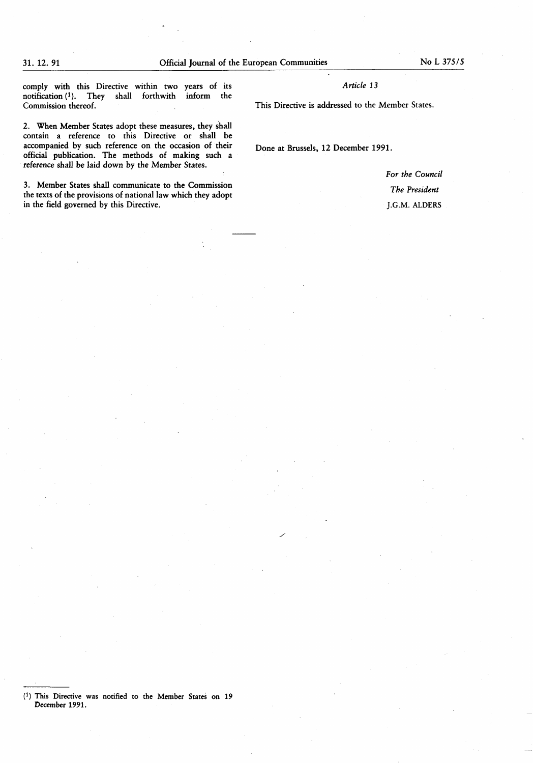comply with this Directive within two years of its notification [1]. They shall forthwith inform the Commission thereof.

2. When Member States adopt these measures, they shall contain a reference to this Directive or shall be accompanied by such reference on the occasion of their official publication. The methods of making such a reference shall be laid down by the Member States.

3. Member States shall communicate to the Commission the texts of the provisions of national law which they adopt in the field governed by this Directive.

*Article 13*

This Directive is addressed to the Member States.

Done at Brussels, 12 December 1991.

*For the Council*

*The President*

J.G.M. ALDERS

---

[1] This Directive was notified to the Member States on 19 December 1991.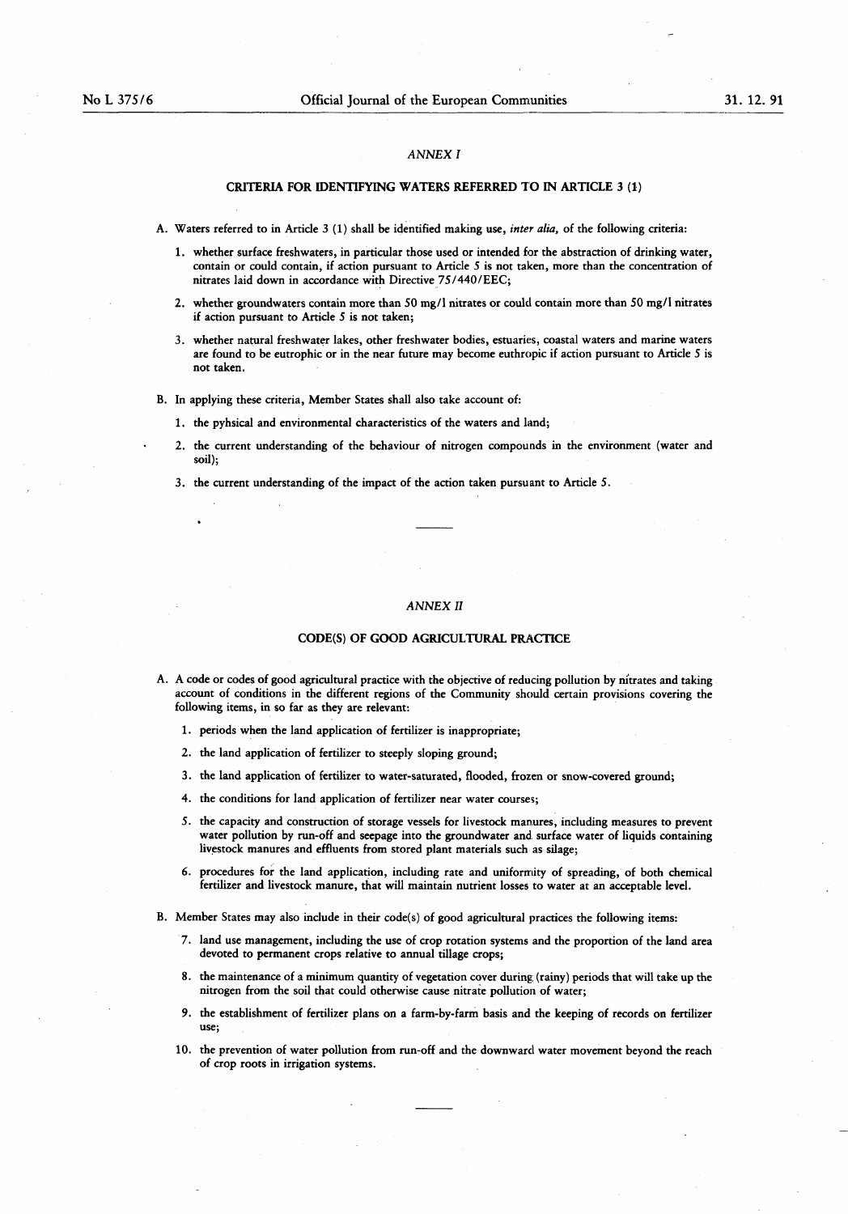## *ANNEX I*

### CRITERIA FOR IDENTIFYING WATERS REFERRED TO IN ARTICLE 3 (1)

A. Waters referred to in Article 3 (1) shall be identified making use, *inter alia,* of the following criteria:

1. whether surface freshwaters, in particular those used or intended for the abstraction of drinking water, contain or could contain, if action pursuant to Article 5 is not taken, more than the concentration of nitrates laid down in accordance with Directive 75/440/EEC;

2. whether groundwaters contain more than 50 mg/l nitrates or could contain more than 50 mg/l nitrates if action pursuant to Article 5 is not taken;

3. whether natural freshwater lakes, other freshwater bodies, estuaries, coastal waters and marine waters are found to be eutrophic or in the near future may become euthropic if action pursuant to Article 5 is not taken.

B. In applying these criteria, Member States shall also take account of:

1. the pyhsical and environmental characteristics of the waters and land;

2. the current understanding of the behaviour of nitrogen compounds in the environment (water and soil);

3. the current understanding of the impact of the action taken pursuant to Article 5.

---

## *ANNEX II*

### CODE(S) OF GOOD AGRICULTURAL PRACTICE

A. A code or codes of good agricultural practice with the objective of reducing pollution by nitrates and taking account of conditions in the different regions of the Community should certain provisions covering the following items, in so far as they are relevant:

1. periods when the land application of fertilizer is inappropriate;

2. the land application of fertilizer to steeply sloping ground;

3. the land application of fertilizer to water-saturated, flooded, frozen or snow-covered ground;

4. the conditions for land application of fertilizer near water courses;

5. the capacity and construction of storage vessels for livestock manures, including measures to prevent water pollution by run-off and seepage into the groundwater and surface water of liquids containing livestock manures and effluents from stored plant materials such as silage;

6. procedures for the land application, including rate and uniformity of spreading, of both chemical fertilizer and livestock manure, that will maintain nutrient losses to water at an acceptable level.

B. Member States may also include in their code(s) of good agricultural practices the following items:

7. land use management, including the use of crop rotation systems and the proportion of the land area devoted to permanent crops relative to annual tillage crops;

8. the maintenance of a minimum quantity of vegetation cover during (rainy) periods that will take up the nitrogen from the soil that could otherwise cause nitrate pollution of water;

9. the establishment of fertilizer plans on a farm-by-farm basis and the keeping of records on fertilizer use;

10. the prevention of water pollution from run-off and the downward water movement beyond the reach of crop roots in irrigation systems.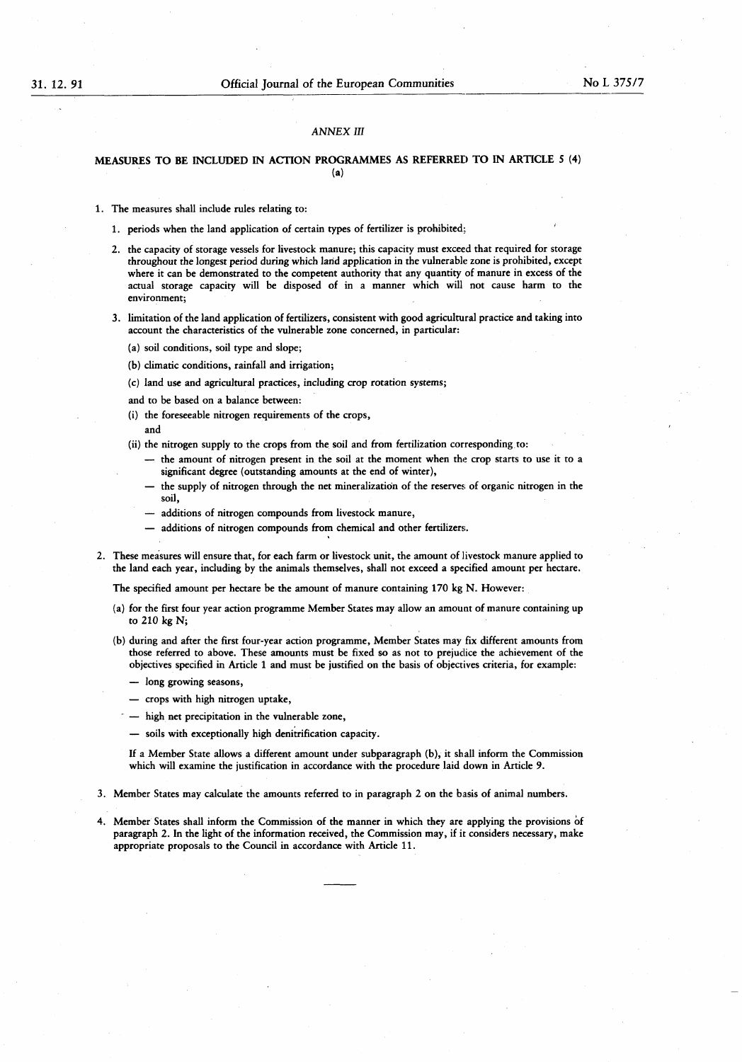*ANNEX III*

## MEASURES TO BE INCLUDED IN ACTION PROGRAMMES AS REFERRED TO IN ARTICLE 5 (4) (a)

1. The measures shall include rules relating to:

   1. periods when the land application of certain types of fertilizer is prohibited;

   2. the capacity of storage vessels for livestock manure; this capacity must exceed that required for storage throughout the longest period during which land application in the vulnerable zone is prohibited, except where it can be demonstrated to the competent authority that any quantity of manure in excess of the actual storage capacity will be disposed of in a manner which will not cause harm to the environment;

   3. limitation of the land application of fertilizers, consistent with good agricultural practice and taking into account the characteristics of the vulnerable zone concerned, in particular:

      (a) soil conditions, soil type and slope;

      (b) climatic conditions, rainfall and irrigation;

      (c) land use and agricultural practices, including crop rotation systems;

      and to be based on a balance between:

      (i) the foreseeable nitrogen requirements of the crops,

      and

      (ii) the nitrogen supply to the crops from the soil and from fertilization corresponding to:

      - the amount of nitrogen present in the soil at the moment when the crop starts to use it to a significant degree (outstanding amounts at the end of winter),
      - the supply of nitrogen through the net mineralization of the reserves of organic nitrogen in the soil,
      - additions of nitrogen compounds from livestock manure,
      - additions of nitrogen compounds from chemical and other fertilizers.

2. These measures will ensure that, for each farm or livestock unit, the amount of livestock manure applied to the land each year, including by the animals themselves, shall not exceed a specified amount per hectare.

   The specified amount per hectare be the amount of manure containing 170 kg N. However:

   (a) for the first four year action programme Member States may allow an amount of manure containing up to 210 kg N;

   (b) during and after the first four-year action programme, Member States may fix different amounts from those referred to above. These amounts must be fixed so as not to prejudice the achievement of the objectives specified in Article 1 and must be justified on the basis of objectives criteria, for example:

   - long growing seasons,
   - crops with high nitrogen uptake,
   - high net precipitation in the vulnerable zone,
   - soils with exceptionally high denitrification capacity.

   If a Member State allows a different amount under subparagraph (b), it shall inform the Commission which will examine the justification in accordance with the procedure laid down in Article 9.

3. Member States may calculate the amounts referred to in paragraph 2 on the basis of animal numbers.

4. Member States shall inform the Commission of the manner in which they are applying the provisions of paragraph 2. In the light of the information received, the Commission may, if it considers necessary, make appropriate proposals to the Council in accordance with Article 11.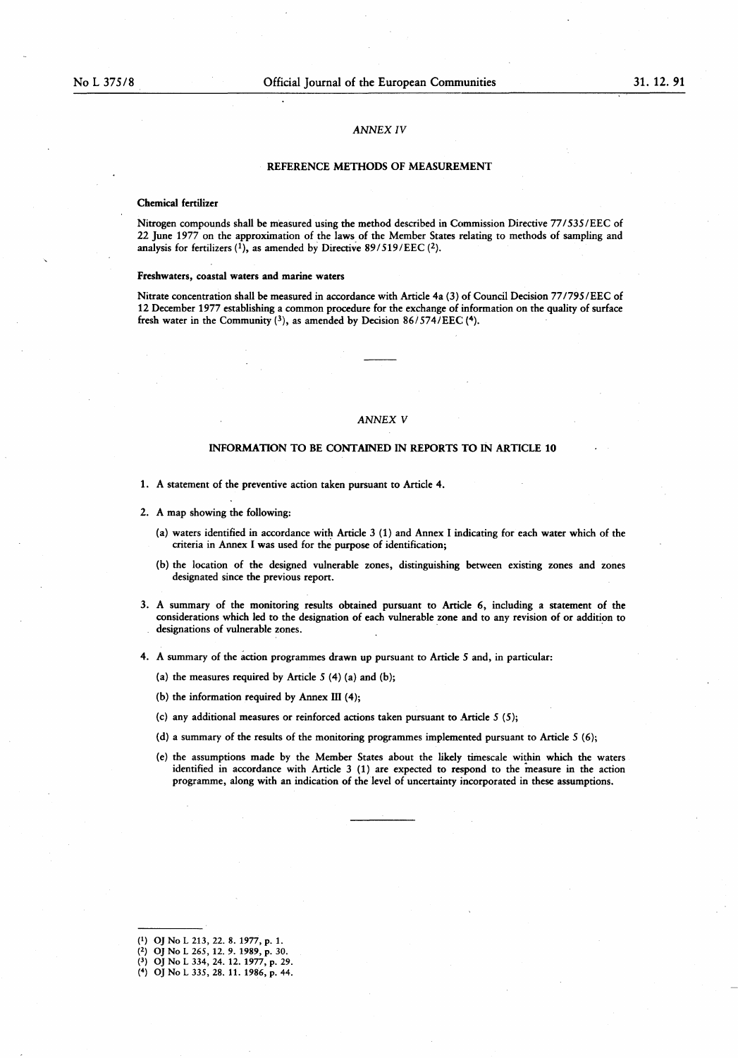*ANNEX IV*

## REFERENCE METHODS OF MEASUREMENT

**Chemical fertilizer**

Nitrogen compounds shall be measured using the method described in Commission Directive 77/535/EEC of 22 June 1977 on the approximation of the laws of the Member States relating to methods of sampling and analysis for fertilizers [1], as amended by Directive 89/519/EEC [2].

**Freshwaters, coastal waters and marine waters**

Nitrate concentration shall be measured in accordance with Article 4a (3) of Council Decision 77/795/EEC of 12 December 1977 establishing a common procedure for the exchange of information on the quality of surface fresh water in the Community [3], as amended by Decision 86/574/EEC [4].

*ANNEX V*

## INFORMATION TO BE CONTAINED IN REPORTS TO IN ARTICLE 10

1. A statement of the preventive action taken pursuant to Article 4.

2. A map showing the following:

   (a) waters identified in accordance with Article 3 (1) and Annex I indicating for each water which of the criteria in Annex I was used for the purpose of identification;

   (b) the location of the designed vulnerable zones, distinguishing between existing zones and zones designated since the previous report.

3. A summary of the monitoring results obtained pursuant to Article 6, including a statement of the considerations which led to the designation of each vulnerable zone and to any revision of or addition to designations of vulnerable zones.

4. A summary of the action programmes drawn up pursuant to Article 5 and, in particular:

   (a) the measures required by Article 5 (4) (a) and (b);

   (b) the information required by Annex III (4);

   (c) any additional measures or reinforced actions taken pursuant to Article 5 (5);

   (d) a summary of the results of the monitoring programmes implemented pursuant to Article 5 (6);

   (e) the assumptions made by the Member States about the likely timescale within which the waters identified in accordance with Article 3 (1) are expected to respond to the measure in the action programme, along with an indication of the level of uncertainty incorporated in these assumptions.

---

[1] OJ No L 213, 22. 8. 1977, p. 1.
[2] OJ No L 265, 12. 9. 1989, p. 30.
[3] OJ No L 334, 24. 12. 1977, p. 29.
[4] OJ No L 335, 28. 11. 1986, p. 44.